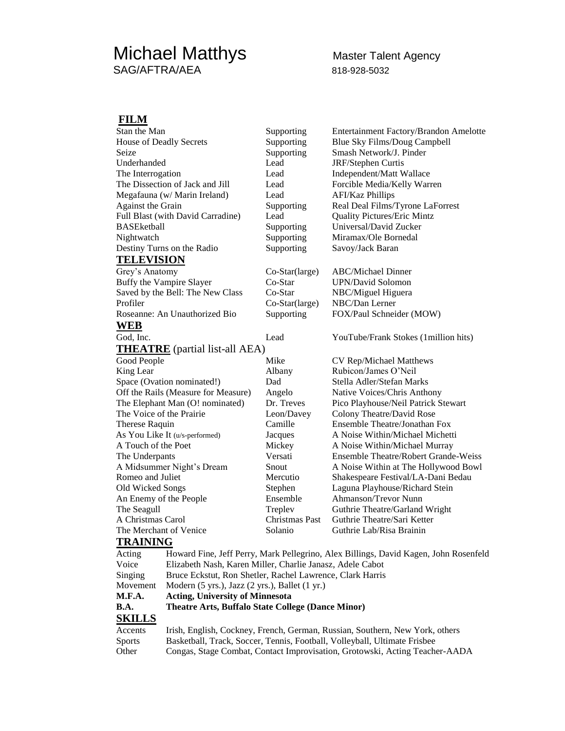# Michael Matthys

SAG/AFTRA/AEA

Master Talent Agency
818-928-5032

## FILM

| | | |
|---|---|---|
| Stan the Man | Supporting | Entertainment Factory/Brandon Amelotte |
| House of Deadly Secrets | Supporting | Blue Sky Films/Doug Campbell |
| Seize | Supporting | Smash Network/J. Pinder |
| Underhanded | Lead | JRF/Stephen Curtis |
| The Interrogation | Lead | Independent/Matt Wallace |
| The Dissection of Jack and Jill | Lead | Forcible Media/Kelly Warren |
| Megafauna (w/ Marin Ireland) | Lead | AFI/Kaz Phillips |
| Against the Grain | Supporting | Real Deal Films/Tyrone LaForrest |
| Full Blast (with David Carradine) | Lead | Quality Pictures/Eric Mintz |
| BASEketball | Supporting | Universal/David Zucker |
| Nightwatch | Supporting | Miramax/Ole Bornedal |
| Destiny Turns on the Radio | Supporting | Savoy/Jack Baran |

## TELEVISION

| | | |
|---|---|---|
| Grey's Anatomy | Co-Star(large) | ABC/Michael Dinner |
| Buffy the Vampire Slayer | Co-Star | UPN/David Solomon |
| Saved by the Bell: The New Class | Co-Star | NBC/Miguel Higuera |
| Profiler | Co-Star(large) | NBC/Dan Lerner |
| Roseanne: An Unauthorized Bio | Supporting | FOX/Paul Schneider (MOW) |

## WEB

| | | |
|---|---|---|
| God, Inc. | Lead | YouTube/Frank Stokes (1million hits) |

## THEATRE (partial list-all AEA)

| | | |
|---|---|---|
| Good People | Mike | CV Rep/Michael Matthews |
| King Lear | Albany | Rubicon/James O'Neil |
| Space (Ovation nominated!) | Dad | Stella Adler/Stefan Marks |
| Off the Rails (Measure for Measure) | Angelo | Native Voices/Chris Anthony |
| The Elephant Man (O! nominated) | Dr. Treves | Pico Playhouse/Neil Patrick Stewart |
| The Voice of the Prairie | Leon/Davey | Colony Theatre/David Rose |
| Therese Raquin | Camille | Ensemble Theatre/Jonathan Fox |
| As You Like It (u/s-performed) | Jacques | A Noise Within/Michael Michetti |
| A Touch of the Poet | Mickey | A Noise Within/Michael Murray |
| The Underpants | Versati | Ensemble Theatre/Robert Grande-Weiss |
| A Midsummer Night's Dream | Snout | A Noise Within at The Hollywood Bowl |
| Romeo and Juliet | Mercutio | Shakespeare Festival/LA-Dani Bedau |
| Old Wicked Songs | Stephen | Laguna Playhouse/Richard Stein |
| An Enemy of the People | Ensemble | Ahmanson/Trevor Nunn |
| The Seagull | Treplev | Guthrie Theatre/Garland Wright |
| A Christmas Carol | Christmas Past | Guthrie Theatre/Sari Ketter |
| The Merchant of Venice | Solanio | Guthrie Lab/Risa Brainin |

## TRAINING

| | |
|---|---|
| Acting | Howard Fine, Jeff Perry, Mark Pellegrino, Alex Billings, David Kagen, John Rosenfeld |
| Voice | Elizabeth Nash, Karen Miller, Charlie Janasz, Adele Cabot |
| Singing | Bruce Eckstut, Ron Shetler, Rachel Lawrence, Clark Harris |
| Movement | Modern (5 yrs.), Jazz (2 yrs.), Ballet (1 yr.) |
| **M.F.A.** | **Acting, University of Minnesota** |
| **B.A.** | **Theatre Arts, Buffalo State College (Dance Minor)** |

## SKILLS

| | |
|---|---|
| Accents | Irish, English, Cockney, French, German, Russian, Southern, New York, others |
| Sports | Basketball, Track, Soccer, Tennis, Football, Volleyball, Ultimate Frisbee |
| Other | Congas, Stage Combat, Contact Improvisation, Grotowski, Acting Teacher-AADA |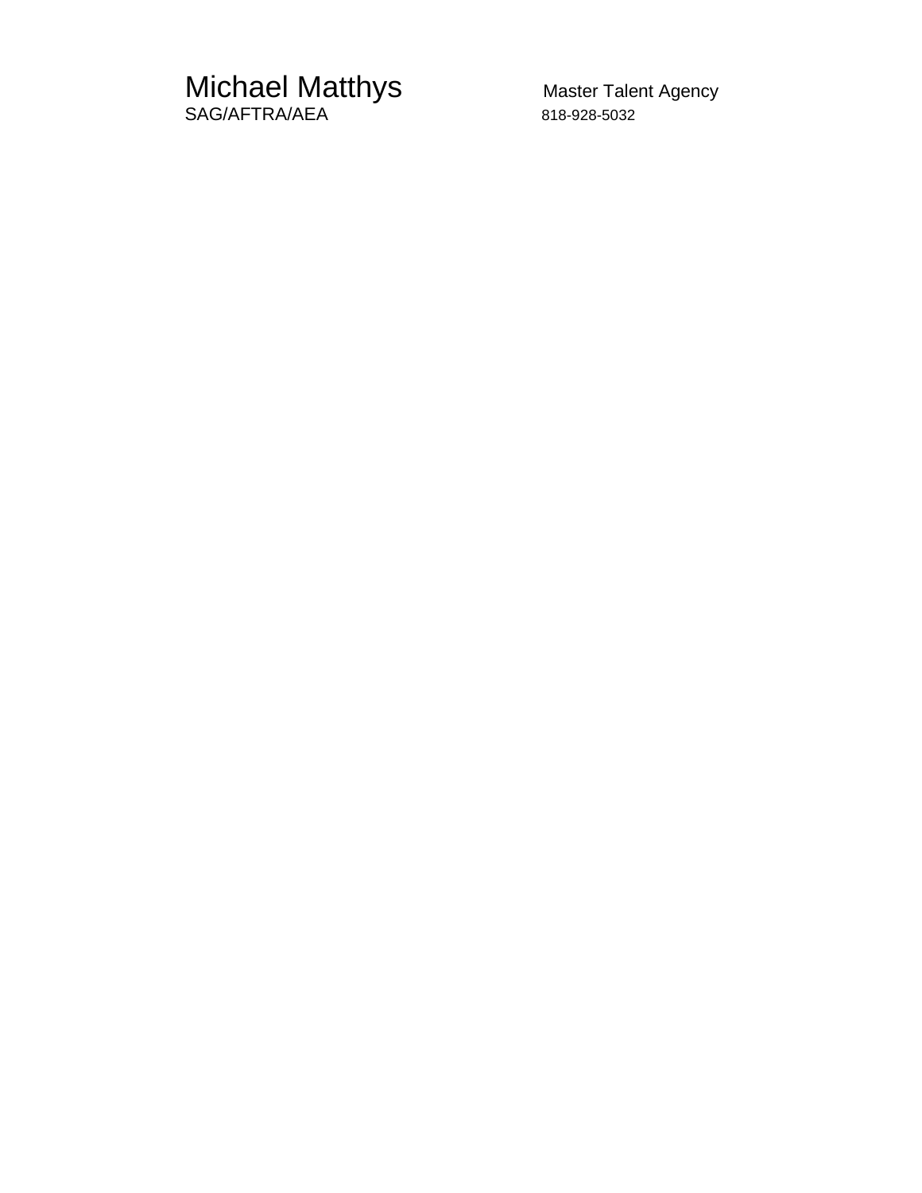Michael Matthys
SAG/AFTRA/AEA

Master Talent Agency
818-928-5032